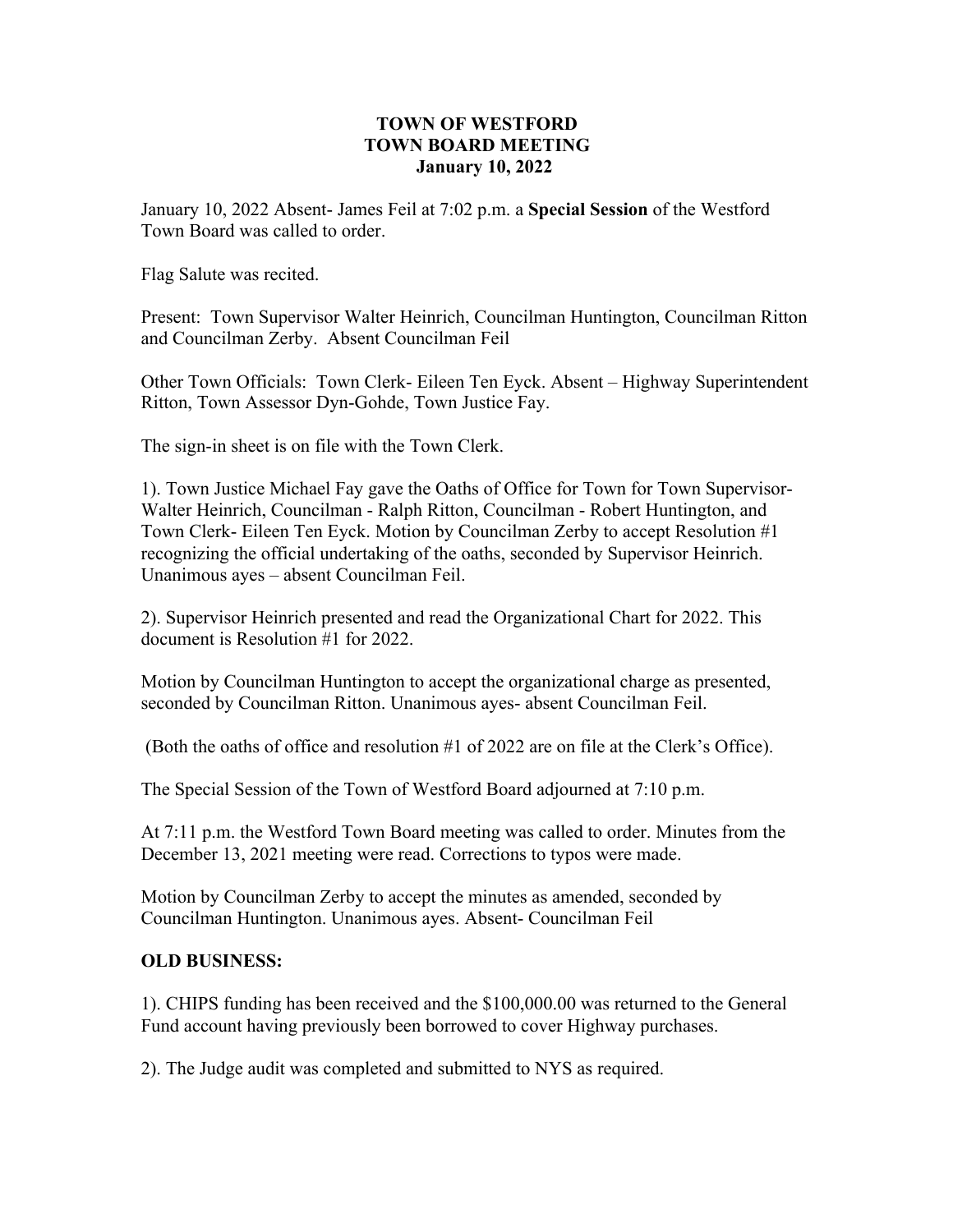# TOWN OF WESTFORD
# TOWN BOARD MEETING
# January 10, 2022

January 10, 2022 Absent- James Feil at 7:02 p.m. a **Special Session** of the Westford Town Board was called to order.

Flag Salute was recited.

Present: Town Supervisor Walter Heinrich, Councilman Huntington, Councilman Ritton and Councilman Zerby. Absent Councilman Feil

Other Town Officials: Town Clerk- Eileen Ten Eyck. Absent – Highway Superintendent Ritton, Town Assessor Dyn-Gohde, Town Justice Fay.

The sign-in sheet is on file with the Town Clerk.

1). Town Justice Michael Fay gave the Oaths of Office for Town for Town Supervisor- Walter Heinrich, Councilman - Ralph Ritton, Councilman - Robert Huntington, and Town Clerk- Eileen Ten Eyck. Motion by Councilman Zerby to accept Resolution #1 recognizing the official undertaking of the oaths, seconded by Supervisor Heinrich. Unanimous ayes – absent Councilman Feil.

2). Supervisor Heinrich presented and read the Organizational Chart for 2022. This document is Resolution #1 for 2022.

Motion by Councilman Huntington to accept the organizational charge as presented, seconded by Councilman Ritton. Unanimous ayes- absent Councilman Feil.

(Both the oaths of office and resolution #1 of 2022 are on file at the Clerk's Office).

The Special Session of the Town of Westford Board adjourned at 7:10 p.m.

At 7:11 p.m. the Westford Town Board meeting was called to order. Minutes from the December 13, 2021 meeting were read. Corrections to typos were made.

Motion by Councilman Zerby to accept the minutes as amended, seconded by Councilman Huntington. Unanimous ayes. Absent- Councilman Feil

## OLD BUSINESS:

1). CHIPS funding has been received and the $100,000.00 was returned to the General Fund account having previously been borrowed to cover Highway purchases.

2). The Judge audit was completed and submitted to NYS as required.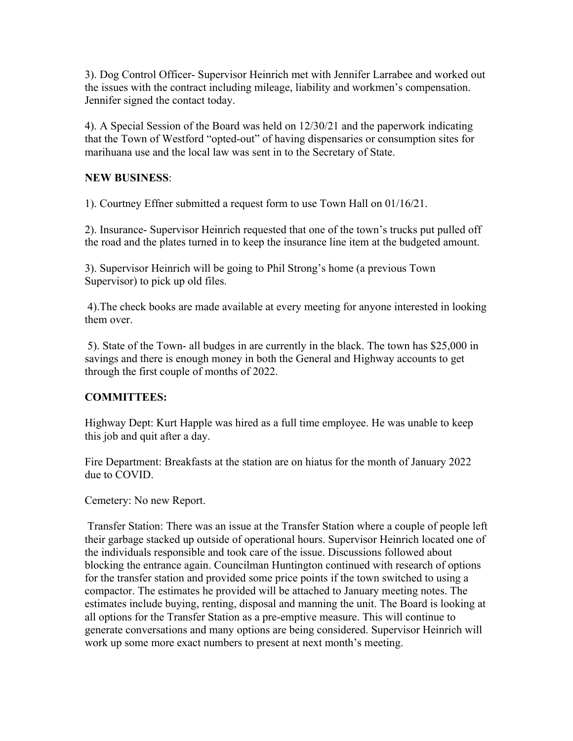3). Dog Control Officer- Supervisor Heinrich met with Jennifer Larrabee and worked out the issues with the contract including mileage, liability and workmen's compensation. Jennifer signed the contact today.

4). A Special Session of the Board was held on 12/30/21 and the paperwork indicating that the Town of Westford "opted-out" of having dispensaries or consumption sites for marihuana use and the local law was sent in to the Secretary of State.

**NEW BUSINESS**:

1). Courtney Effner submitted a request form to use Town Hall on 01/16/21.

2). Insurance- Supervisor Heinrich requested that one of the town's trucks put pulled off the road and the plates turned in to keep the insurance line item at the budgeted amount.

3). Supervisor Heinrich will be going to Phil Strong's home (a previous Town Supervisor) to pick up old files.

4).The check books are made available at every meeting for anyone interested in looking them over.

5). State of the Town- all budges in are currently in the black. The town has $25,000 in savings and there is enough money in both the General and Highway accounts to get through the first couple of months of 2022.

**COMMITTEES:**

Highway Dept: Kurt Happle was hired as a full time employee. He was unable to keep this job and quit after a day.

Fire Department: Breakfasts at the station are on hiatus for the month of January 2022 due to COVID.

Cemetery: No new Report.

Transfer Station: There was an issue at the Transfer Station where a couple of people left their garbage stacked up outside of operational hours. Supervisor Heinrich located one of the individuals responsible and took care of the issue. Discussions followed about blocking the entrance again. Councilman Huntington continued with research of options for the transfer station and provided some price points if the town switched to using a compactor. The estimates he provided will be attached to January meeting notes. The estimates include buying, renting, disposal and manning the unit. The Board is looking at all options for the Transfer Station as a pre-emptive measure. This will continue to generate conversations and many options are being considered. Supervisor Heinrich will work up some more exact numbers to present at next month's meeting.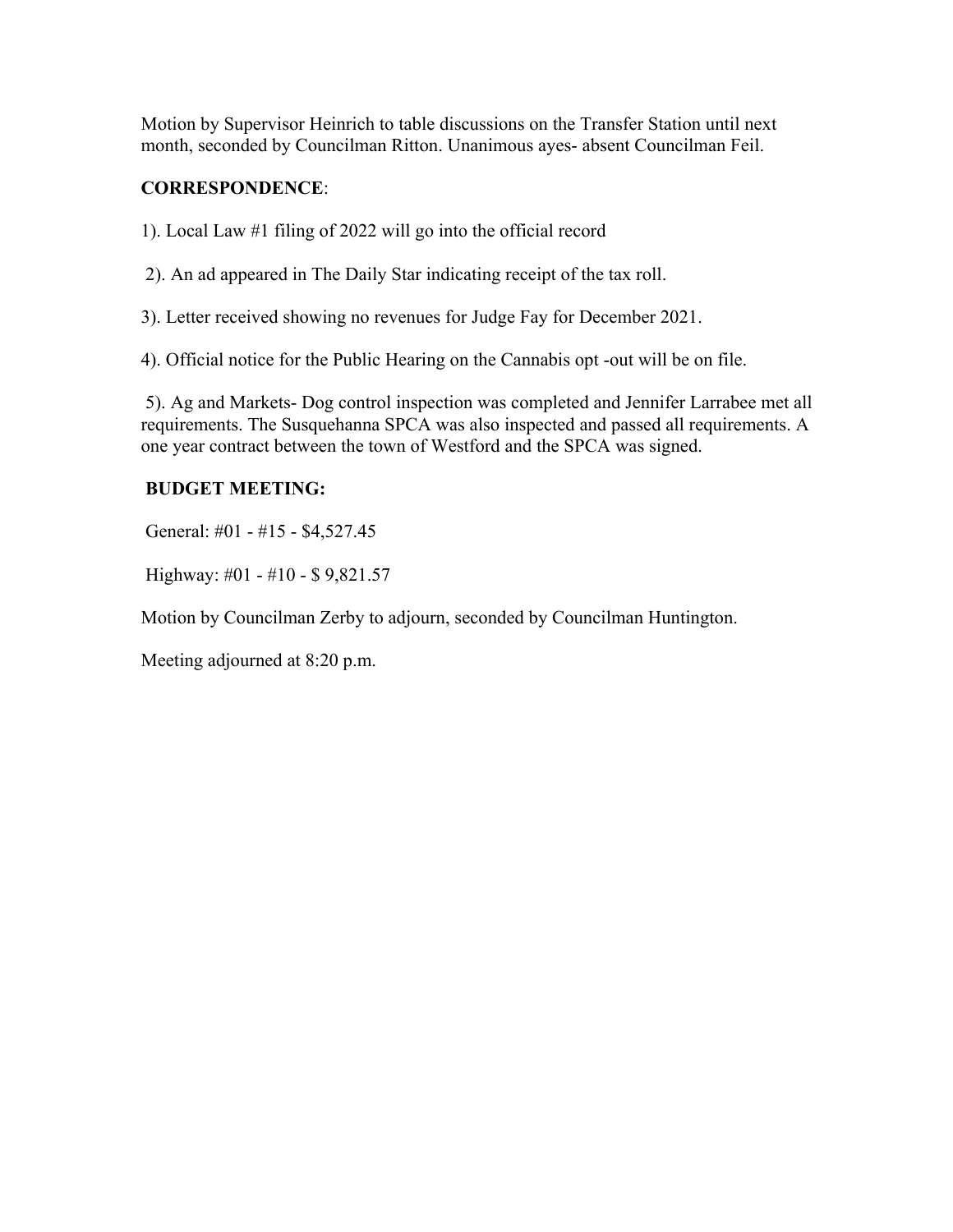Motion by Supervisor Heinrich to table discussions on the Transfer Station until next month, seconded by Councilman Ritton. Unanimous ayes- absent Councilman Feil.

**CORRESPONDENCE**:

1). Local Law #1 filing of 2022 will go into the official record

2). An ad appeared in The Daily Star indicating receipt of the tax roll.

3). Letter received showing no revenues for Judge Fay for December 2021.

4). Official notice for the Public Hearing on the Cannabis opt -out will be on file.

5). Ag and Markets- Dog control inspection was completed and Jennifer Larrabee met all requirements. The Susquehanna SPCA was also inspected and passed all requirements. A one year contract between the town of Westford and the SPCA was signed.

**BUDGET MEETING:**

General: #01 - #15 - $4,527.45

Highway: #01 - #10 - $ 9,821.57

Motion by Councilman Zerby to adjourn, seconded by Councilman Huntington.

Meeting adjourned at 8:20 p.m.